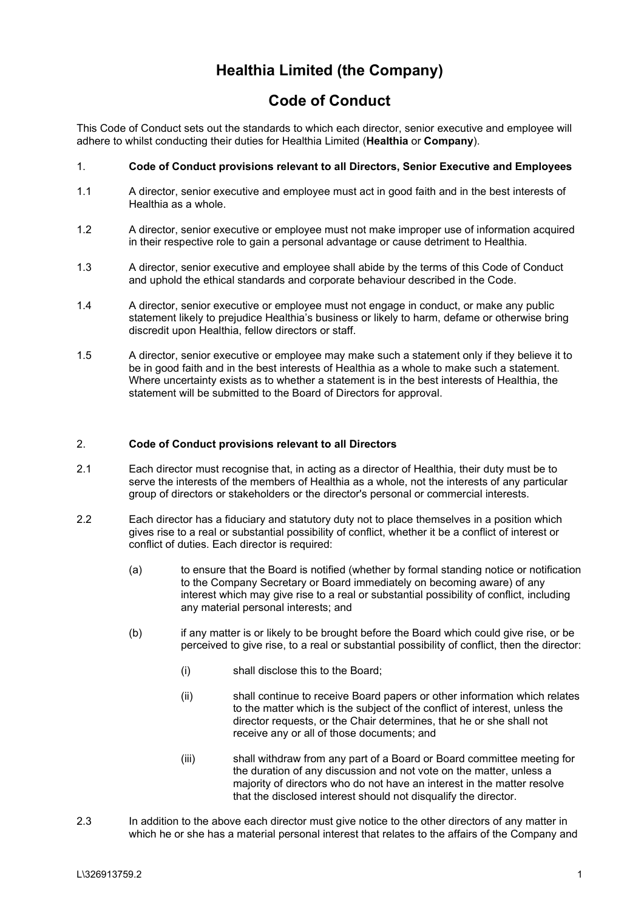# Healthia Limited (the Company)

# Code of Conduct

This Code of Conduct sets out the standards to which each director, senior executive and employee will adhere to whilst conducting their duties for Healthia Limited (**Healthia** or **Company**).

1. **Code of Conduct provisions relevant to all Directors, Senior Executive and Employees**

1.1 A director, senior executive and employee must act in good faith and in the best interests of Healthia as a whole.

1.2 A director, senior executive or employee must not make improper use of information acquired in their respective role to gain a personal advantage or cause detriment to Healthia.

1.3 A director, senior executive and employee shall abide by the terms of this Code of Conduct and uphold the ethical standards and corporate behaviour described in the Code.

1.4 A director, senior executive or employee must not engage in conduct, or make any public statement likely to prejudice Healthia's business or likely to harm, defame or otherwise bring discredit upon Healthia, fellow directors or staff.

1.5 A director, senior executive or employee may make such a statement only if they believe it to be in good faith and in the best interests of Healthia as a whole to make such a statement. Where uncertainty exists as to whether a statement is in the best interests of Healthia, the statement will be submitted to the Board of Directors for approval.

2. **Code of Conduct provisions relevant to all Directors**

2.1 Each director must recognise that, in acting as a director of Healthia, their duty must be to serve the interests of the members of Healthia as a whole, not the interests of any particular group of directors or stakeholders or the director's personal or commercial interests.

2.2 Each director has a fiduciary and statutory duty not to place themselves in a position which gives rise to a real or substantial possibility of conflict, whether it be a conflict of interest or conflict of duties. Each director is required:

   (a) to ensure that the Board is notified (whether by formal standing notice or notification to the Company Secretary or Board immediately on becoming aware) of any interest which may give rise to a real or substantial possibility of conflict, including any material personal interests; and

   (b) if any matter is or likely to be brought before the Board which could give rise, or be perceived to give rise, to a real or substantial possibility of conflict, then the director:

      (i) shall disclose this to the Board;

      (ii) shall continue to receive Board papers or other information which relates to the matter which is the subject of the conflict of interest, unless the director requests, or the Chair determines, that he or she shall not receive any or all of those documents; and

      (iii) shall withdraw from any part of a Board or Board committee meeting for the duration of any discussion and not vote on the matter, unless a majority of directors who do not have an interest in the matter resolve that the disclosed interest should not disqualify the director.

2.3 In addition to the above each director must give notice to the other directors of any matter in which he or she has a material personal interest that relates to the affairs of the Company and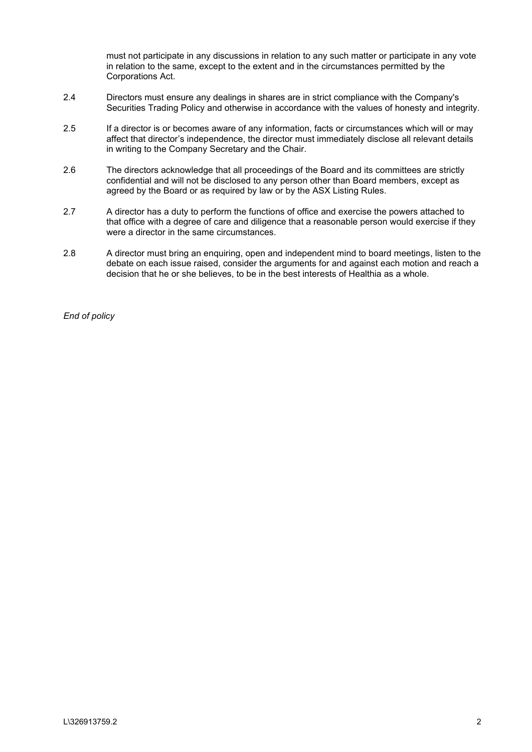must not participate in any discussions in relation to any such matter or participate in any vote in relation to the same, except to the extent and in the circumstances permitted by the Corporations Act.

2.4 Directors must ensure any dealings in shares are in strict compliance with the Company's Securities Trading Policy and otherwise in accordance with the values of honesty and integrity.

2.5 If a director is or becomes aware of any information, facts or circumstances which will or may affect that director's independence, the director must immediately disclose all relevant details in writing to the Company Secretary and the Chair.

2.6 The directors acknowledge that all proceedings of the Board and its committees are strictly confidential and will not be disclosed to any person other than Board members, except as agreed by the Board or as required by law or by the ASX Listing Rules.

2.7 A director has a duty to perform the functions of office and exercise the powers attached to that office with a degree of care and diligence that a reasonable person would exercise if they were a director in the same circumstances.

2.8 A director must bring an enquiring, open and independent mind to board meetings, listen to the debate on each issue raised, consider the arguments for and against each motion and reach a decision that he or she believes, to be in the best interests of Healthia as a whole.

*End of policy*

L\326913759.2